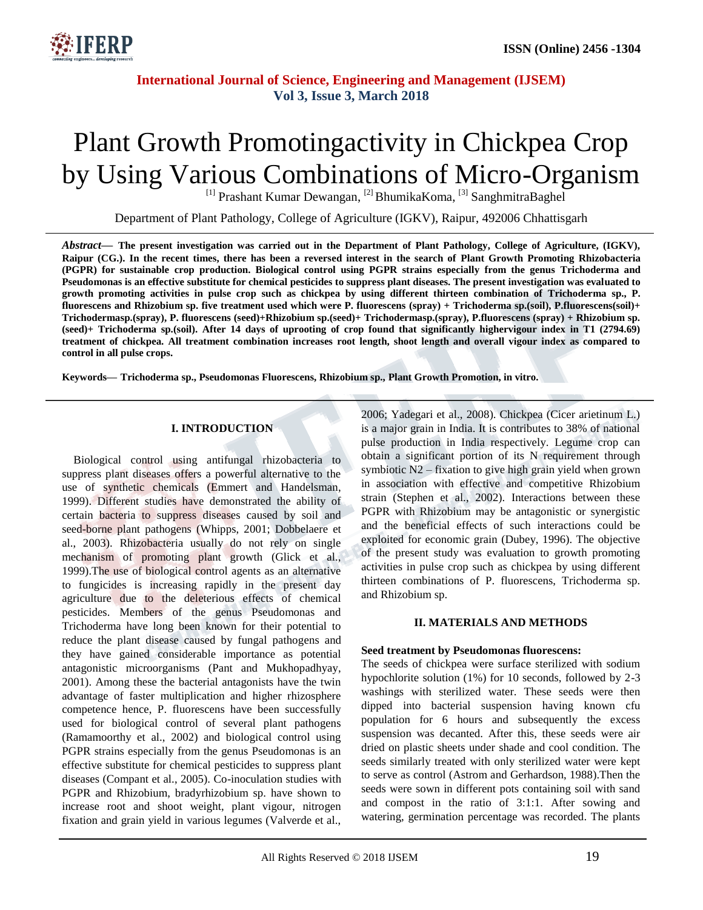# Plant Growth Promotingactivity in Chickpea Crop by Using Various Combinations of Micro-Organism

[1] Prashant Kumar Dewangan, [2] BhumikaKoma, [3] SanghmitraBaghel

Department of Plant Pathology, College of Agriculture (IGKV), Raipur, 492006 Chhattisgarh

***Abstract*— The present investigation was carried out in the Department of Plant Pathology, College of Agriculture, (IGKV), Raipur (CG.). In the recent times, there has been a reversed interest in the search of Plant Growth Promoting Rhizobacteria (PGPR) for sustainable crop production. Biological control using PGPR strains especially from the genus Trichoderma and Pseudomonas is an effective substitute for chemical pesticides to suppress plant diseases. The present investigation was evaluated to growth promoting activities in pulse crop such as chickpea by using different thirteen combination of Trichoderma sp., P. fluorescens and Rhizobium sp. five treatment used which were P. fluorescens (spray) + Trichoderma sp.(soil), P.fluorescens(soil)+ Trichodermasp.(spray), P. fluorescens (seed)+Rhizobium sp.(seed)+ Trichodermasp.(spray), P.fluorescens (spray) + Rhizobium sp. (seed)+ Trichoderma sp.(soil). After 14 days of uprooting of crop found that significantly highervigour index in T1 (2794.69) treatment of chickpea. All treatment combination increases root length, shoot length and overall vigour index as compared to control in all pulse crops.**

**Keywords— Trichoderma sp., Pseudomonas Fluorescens, Rhizobium sp., Plant Growth Promotion, in vitro.**

## I. INTRODUCTION

Biological control using antifungal rhizobacteria to suppress plant diseases offers a powerful alternative to the use of synthetic chemicals (Emmert and Handelsman, 1999). Different studies have demonstrated the ability of certain bacteria to suppress diseases caused by soil and seed-borne plant pathogens (Whipps, 2001; Dobbelaere et al., 2003). Rhizobacteria usually do not rely on single mechanism of promoting plant growth (Glick et al., 1999).The use of biological control agents as an alternative to fungicides is increasing rapidly in the present day agriculture due to the deleterious effects of chemical pesticides. Members of the genus Pseudomonas and Trichoderma have long been known for their potential to reduce the plant disease caused by fungal pathogens and they have gained considerable importance as potential antagonistic microorganisms (Pant and Mukhopadhyay, 2001). Among these the bacterial antagonists have the twin advantage of faster multiplication and higher rhizosphere competence hence, P. fluorescens have been successfully used for biological control of several plant pathogens (Ramamoorthy et al., 2002) and biological control using PGPR strains especially from the genus Pseudomonas is an effective substitute for chemical pesticides to suppress plant diseases (Compant et al., 2005). Co-inoculation studies with PGPR and Rhizobium, bradyrhizobium sp. have shown to increase root and shoot weight, plant vigour, nitrogen fixation and grain yield in various legumes (Valverde et al., 2006; Yadegari et al., 2008). Chickpea (Cicer arietinum L.) is a major grain in India. It is contributes to 38% of national pulse production in India respectively. Legume crop can obtain a significant portion of its N requirement through symbiotic $N_2$ – fixation to give high grain yield when grown in association with effective and competitive Rhizobium strain (Stephen et al., 2002). Interactions between these PGPR with Rhizobium may be antagonistic or synergistic and the beneficial effects of such interactions could be exploited for economic grain (Dubey, 1996). The objective of the present study was evaluation to growth promoting activities in pulse crop such as chickpea by using different thirteen combinations of P. fluorescens, Trichoderma sp. and Rhizobium sp.

## II. MATERIALS AND METHODS

**Seed treatment by Pseudomonas fluorescens:**

The seeds of chickpea were surface sterilized with sodium hypochlorite solution (1%) for 10 seconds, followed by 2-3 washings with sterilized water. These seeds were then dipped into bacterial suspension having known cfu population for 6 hours and subsequently the excess suspension was decanted. After this, these seeds were air dried on plastic sheets under shade and cool condition. The seeds similarly treated with only sterilized water were kept to serve as control (Astrom and Gerhardson, 1988).Then the seeds were sown in different pots containing soil with sand and compost in the ratio of 3:1:1. After sowing and watering, germination percentage was recorded. The plants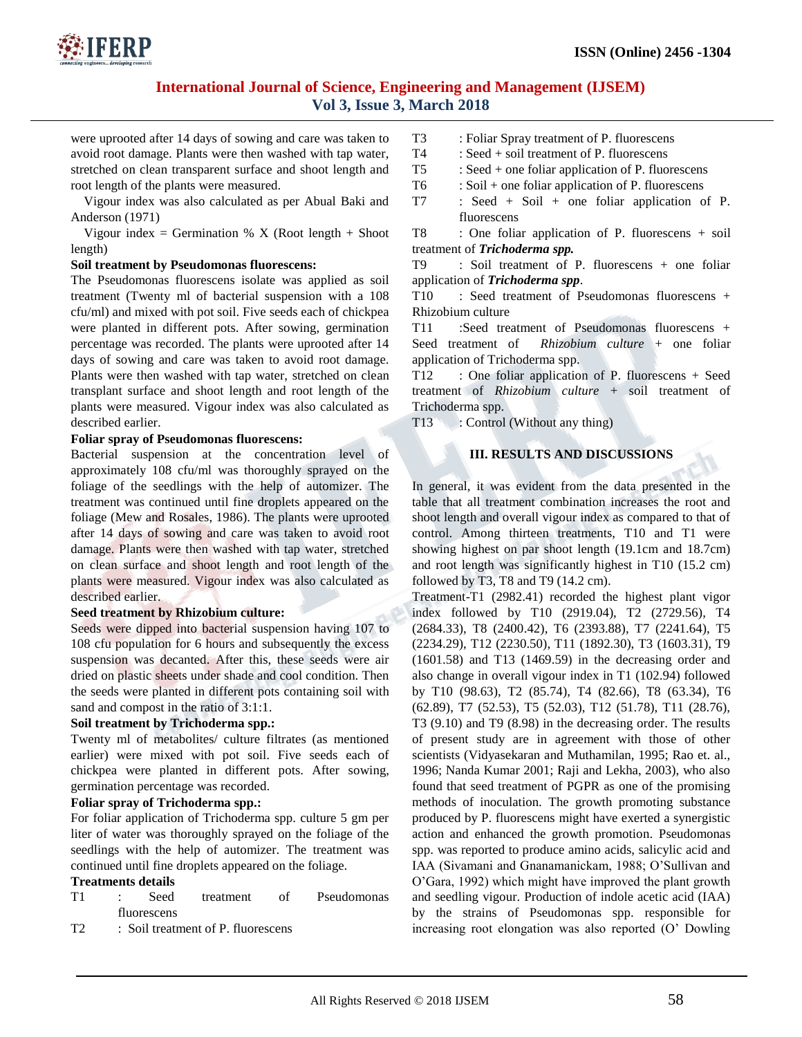were uprooted after 14 days of sowing and care was taken to avoid root damage. Plants were then washed with tap water, stretched on clean transparent surface and shoot length and root length of the plants were measured.

Vigour index was also calculated as per Abual Baki and Anderson (1971)

Vigour index = Germination % X (Root length + Shoot length)

**Soil treatment by Pseudomonas fluorescens:**

The Pseudomonas fluorescens isolate was applied as soil treatment (Twenty ml of bacterial suspension with a 108 cfu/ml) and mixed with pot soil. Five seeds each of chickpea were planted in different pots. After sowing, germination percentage was recorded. The plants were uprooted after 14 days of sowing and care was taken to avoid root damage. Plants were then washed with tap water, stretched on clean transplant surface and shoot length and root length of the plants were measured. Vigour index was also calculated as described earlier.

**Foliar spray of Pseudomonas fluorescens:**

Bacterial suspension at the concentration level of approximately 108 cfu/ml was thoroughly sprayed on the foliage of the seedlings with the help of automizer. The treatment was continued until fine droplets appeared on the foliage (Mew and Rosales, 1986). The plants were uprooted after 14 days of sowing and care was taken to avoid root damage. Plants were then washed with tap water, stretched on clean surface and shoot length and root length of the plants were measured. Vigour index was also calculated as described earlier.

**Seed treatment by Rhizobium culture:**

Seeds were dipped into bacterial suspension having 107 to 108 cfu population for 6 hours and subsequently the excess suspension was decanted. After this, these seeds were air dried on plastic sheets under shade and cool condition. Then the seeds were planted in different pots containing soil with sand and compost in the ratio of 3:1:1.

**Soil treatment by Trichoderma spp.:**

Twenty ml of metabolites/ culture filtrates (as mentioned earlier) were mixed with pot soil. Five seeds each of chickpea were planted in different pots. After sowing, germination percentage was recorded.

**Foliar spray of Trichoderma spp.:**

For foliar application of Trichoderma spp. culture 5 gm per liter of water was thoroughly sprayed on the foliage of the seedlings with the help of automizer. The treatment was continued until fine droplets appeared on the foliage.

**Treatments details**

- T1 : Seed treatment of Pseudomonas fluorescens
- T2 : Soil treatment of P. fluorescens
- T3 : Foliar Spray treatment of P. fluorescens
- T4 : Seed + soil treatment of P. fluorescens
- T5 : Seed + one foliar application of P. fluorescens
- T6 : Soil + one foliar application of P. fluorescens
- T7 : Seed + Soil + one foliar application of P. fluorescens
- T8 : One foliar application of P. fluorescens + soil treatment of ***Trichoderma spp.***
- T9 : Soil treatment of P. fluorescens + one foliar application of ***Trichoderma spp***.
- T10 : Seed treatment of Pseudomonas fluorescens + Rhizobium culture
- T11 :Seed treatment of Pseudomonas fluorescens + Seed treatment of *Rhizobium culture* + one foliar application of Trichoderma spp.
- T12 : One foliar application of P. fluorescens + Seed treatment of *Rhizobium culture* + soil treatment of Trichoderma spp.
- T13 : Control (Without any thing)

## III. RESULTS AND DISCUSSIONS

In general, it was evident from the data presented in the table that all treatment combination increases the root and shoot length and overall vigour index as compared to that of control. Among thirteen treatments, T10 and T1 were showing highest on par shoot length (19.1cm and 18.7cm) and root length was significantly highest in T10 (15.2 cm) followed by T3, T8 and T9 (14.2 cm).

Treatment-T1 (2982.41) recorded the highest plant vigor index followed by T10 (2919.04), T2 (2729.56), T4 (2684.33), T8 (2400.42), T6 (2393.88), T7 (2241.64), T5 (2234.29), T12 (2230.50), T11 (1892.30), T3 (1603.31), T9 (1601.58) and T13 (1469.59) in the decreasing order and also change in overall vigour index in T1 (102.94) followed by T10 (98.63), T2 (85.74), T4 (82.66), T8 (63.34), T6 (62.89), T7 (52.53), T5 (52.03), T12 (51.78), T11 (28.76), T3 (9.10) and T9 (8.98) in the decreasing order. The results of present study are in agreement with those of other scientists (Vidyasekaran and Muthamilan, 1995; Rao et. al., 1996; Nanda Kumar 2001; Raji and Lekha, 2003), who also found that seed treatment of PGPR as one of the promising methods of inoculation. The growth promoting substance produced by P. fluorescens might have exerted a synergistic action and enhanced the growth promotion. Pseudomonas spp. was reported to produce amino acids, salicylic acid and IAA (Sivamani and Gnanamanickam, 1988; O'Sullivan and O'Gara, 1992) which might have improved the plant growth and seedling vigour. Production of indole acetic acid (IAA) by the strains of Pseudomonas spp. responsible for increasing root elongation was also reported (O' Dowling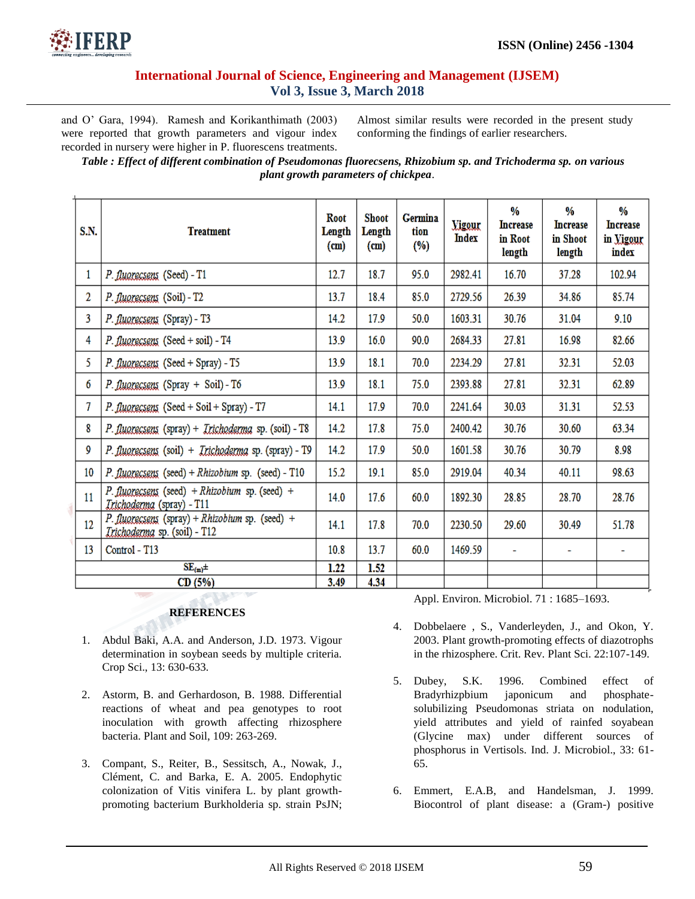and O' Gara, 1994). Ramesh and Korikanthimath (2003) were reported that growth parameters and vigour index recorded in nursery were higher in P. fluorescens treatments. Almost similar results were recorded in the present study conforming the findings of earlier researchers.

***Table : Effect of different combination of Pseudomonas fluorecsens, Rhizobium sp. and Trichoderma sp. on various plant growth parameters of chickpea*.**

| S.N. | Treatment | Root Length (cm) | Shoot Length (cm) | Germination (%) | Vigour Index | % Increase in Root length | % Increase in Shoot length | % Increase in Vigour index |
|---|---|---|---|---|---|---|---|---|
| 1 | *P. fluorecsens* (Seed) - T1 | 12.7 | 18.7 | 95.0 | 2982.41 | 16.70 | 37.28 | 102.94 |
| 2 | *P. fluorecsens* (Soil) - T2 | 13.7 | 18.4 | 85.0 | 2729.56 | 26.39 | 34.86 | 85.74 |
| 3 | *P. fluorecsens* (Spray) - T3 | 14.2 | 17.9 | 50.0 | 1603.31 | 30.76 | 31.04 | 9.10 |
| 4 | *P. fluorecsens* (Seed + soil) - T4 | 13.9 | 16.0 | 90.0 | 2684.33 | 27.81 | 16.98 | 82.66 |
| 5 | *P. fluorecsens* (Seed + Spray) - T5 | 13.9 | 18.1 | 70.0 | 2234.29 | 27.81 | 32.31 | 52.03 |
| 6 | *P. fluorecsens* (Spray + Soil) - T6 | 13.9 | 18.1 | 75.0 | 2393.88 | 27.81 | 32.31 | 62.89 |
| 7 | *P. fluorecsens* (Seed + Soil + Spray) - T7 | 14.1 | 17.9 | 70.0 | 2241.64 | 30.03 | 31.31 | 52.53 |
| 8 | *P. fluorecsens* (spray) + *Trichoderma* sp. (soil) - T8 | 14.2 | 17.8 | 75.0 | 2400.42 | 30.76 | 30.60 | 63.34 |
| 9 | *P. fluorecsens* (soil) + *Trichoderma* sp. (spray) - T9 | 14.2 | 17.9 | 50.0 | 1601.58 | 30.76 | 30.79 | 8.98 |
| 10 | *P. fluorecsens* (seed) + *Rhizobium* sp. (seed) - T10 | 15.2 | 19.1 | 85.0 | 2919.04 | 40.34 | 40.11 | 98.63 |
| 11 | *P. fluorecsens* (seed) + *Rhizobium* sp. (seed) + *Trichoderma* (spray) - T11 | 14.0 | 17.6 | 60.0 | 1892.30 | 28.85 | 28.70 | 28.76 |
| 12 | *P. fluorecsens* (spray) + *Rhizobium* sp. (seed) + *Trichoderma* sp. (soil) - T12 | 14.1 | 17.8 | 70.0 | 2230.50 | 29.60 | 30.49 | 51.78 |
| 13 | Control - T13 | 10.8 | 13.7 | 60.0 | 1469.59 | - | - | - |
| | $SE_{(m)}\pm$ | **1.22** | **1.52** | | | | | |
| | CD (5%) | **3.49** | **4.34** | | | | | |

## REFERENCES

1. Abdul Baki, A.A. and Anderson, J.D. 1973. Vigour determination in soybean seeds by multiple criteria. Crop Sci., 13: 630-633.

2. Astorm, B. and Gerhardoson, B. 1988. Differential reactions of wheat and pea genotypes to root inoculation with growth affecting rhizosphere bacteria. Plant and Soil, 109: 263-269.

3. Compant, S., Reiter, B., Sessitsch, A., Nowak, J., Clément, C. and Barka, E. A. 2005. Endophytic colonization of Vitis vinifera L. by plant growth-promoting bacterium Burkholderia sp. strain PsJN; Appl. Environ. Microbiol. 71 : 1685–1693.

4. Dobbelaere , S., Vanderleyden, J., and Okon, Y. 2003. Plant growth-promoting effects of diazotrophs in the rhizosphere. Crit. Rev. Plant Sci. 22:107-149.

5. Dubey, S.K. 1996. Combined effect of Bradyrhizpbium japonicum and phosphate-solubilizing Pseudomonas striata on nodulation, yield attributes and yield of rainfed soyabean (Glycine max) under different sources of phosphorus in Vertisols. Ind. J. Microbiol., 33: 61-65.

6. Emmert, E.A.B, and Handelsman, J. 1999. Biocontrol of plant disease: a (Gram-) positive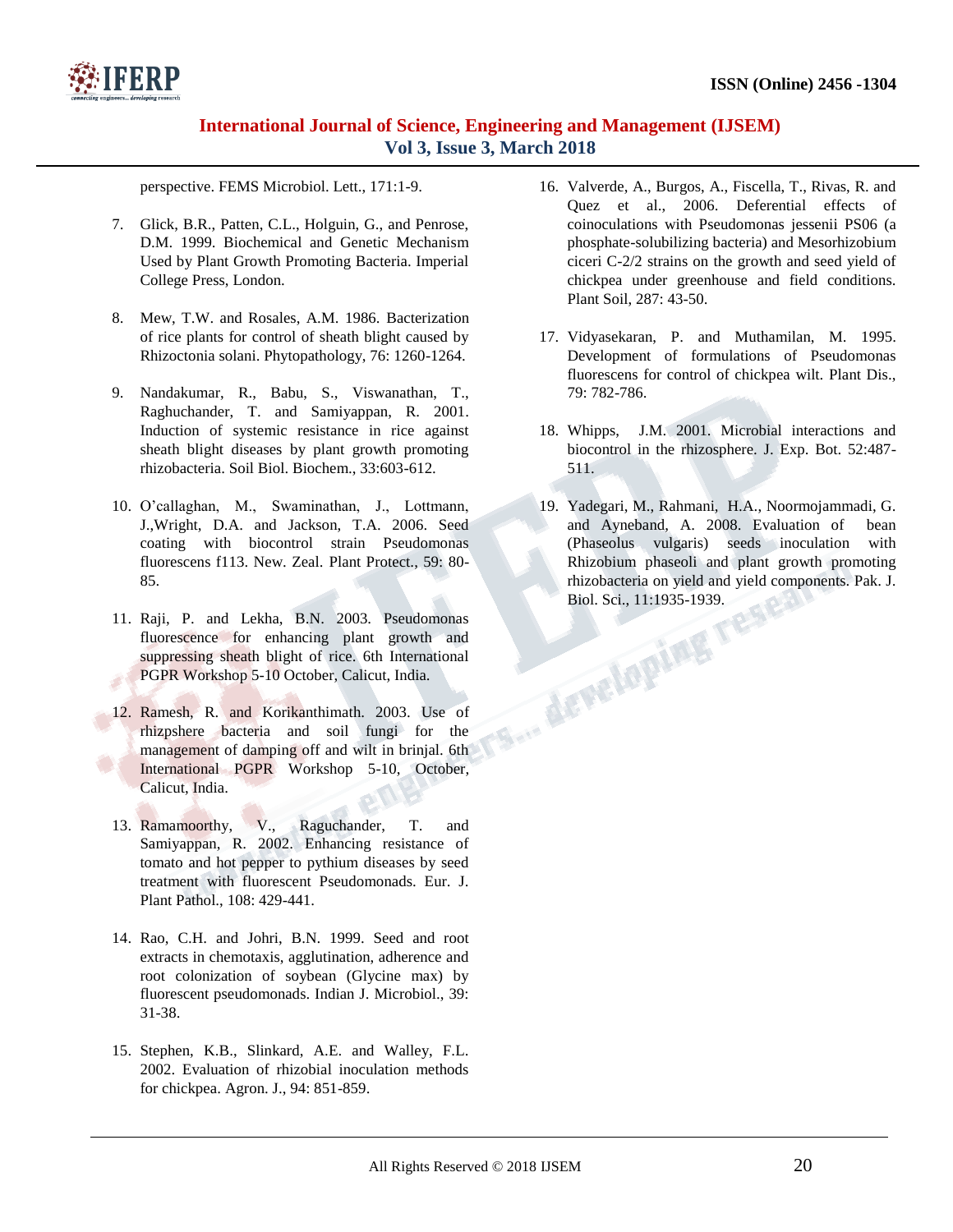perspective. FEMS Microbiol. Lett., 171:1-9.

7. Glick, B.R., Patten, C.L., Holguin, G., and Penrose, D.M. 1999. Biochemical and Genetic Mechanism Used by Plant Growth Promoting Bacteria. Imperial College Press, London.

8. Mew, T.W. and Rosales, A.M. 1986. Bacterization of rice plants for control of sheath blight caused by Rhizoctonia solani. Phytopathology, 76: 1260-1264.

9. Nandakumar, R., Babu, S., Viswanathan, T., Raghuchander, T. and Samiyappan, R. 2001. Induction of systemic resistance in rice against sheath blight diseases by plant growth promoting rhizobacteria. Soil Biol. Biochem., 33:603-612.

10. O'callaghan, M., Swaminathan, J., Lottmann, J.,Wright, D.A. and Jackson, T.A. 2006. Seed coating with biocontrol strain Pseudomonas fluorescens f113. New. Zeal. Plant Protect., 59: 80-85.

11. Raji, P. and Lekha, B.N. 2003. Pseudomonas fluorescence for enhancing plant growth and suppressing sheath blight of rice. 6th International PGPR Workshop 5-10 October, Calicut, India.

12. Ramesh, R. and Korikanthimath. 2003. Use of rhizpshere bacteria and soil fungi for the management of damping off and wilt in brinjal. 6th International PGPR Workshop 5-10, October, Calicut, India.

13. Ramamoorthy, V., Raguchander, T. and Samiyappan, R. 2002. Enhancing resistance of tomato and hot pepper to pythium diseases by seed treatment with fluorescent Pseudomonads. Eur. J. Plant Pathol., 108: 429-441.

14. Rao, C.H. and Johri, B.N. 1999. Seed and root extracts in chemotaxis, agglutination, adherence and root colonization of soybean (Glycine max) by fluorescent pseudomonads. Indian J. Microbiol., 39: 31-38.

15. Stephen, K.B., Slinkard, A.E. and Walley, F.L. 2002. Evaluation of rhizobial inoculation methods for chickpea. Agron. J., 94: 851-859.

16. Valverde, A., Burgos, A., Fiscella, T., Rivas, R. and Quez et al., 2006. Deferential effects of coinoculations with Pseudomonas jessenii PS06 (a phosphate-solubilizing bacteria) and Mesorhizobium ciceri C-2/2 strains on the growth and seed yield of chickpea under greenhouse and field conditions. Plant Soil, 287: 43-50.

17. Vidyasekaran, P. and Muthamilan, M. 1995. Development of formulations of Pseudomonas fluorescens for control of chickpea wilt. Plant Dis., 79: 782-786.

18. Whipps, J.M. 2001. Microbial interactions and biocontrol in the rhizosphere. J. Exp. Bot. 52:487-511.

19. Yadegari, M., Rahmani, H.A., Noormojammadi, G. and Ayneband, A. 2008. Evaluation of bean (Phaseolus vulgaris) seeds inoculation with Rhizobium phaseoli and plant growth promoting rhizobacteria on yield and yield components. Pak. J. Biol. Sci., 11:1935-1939.